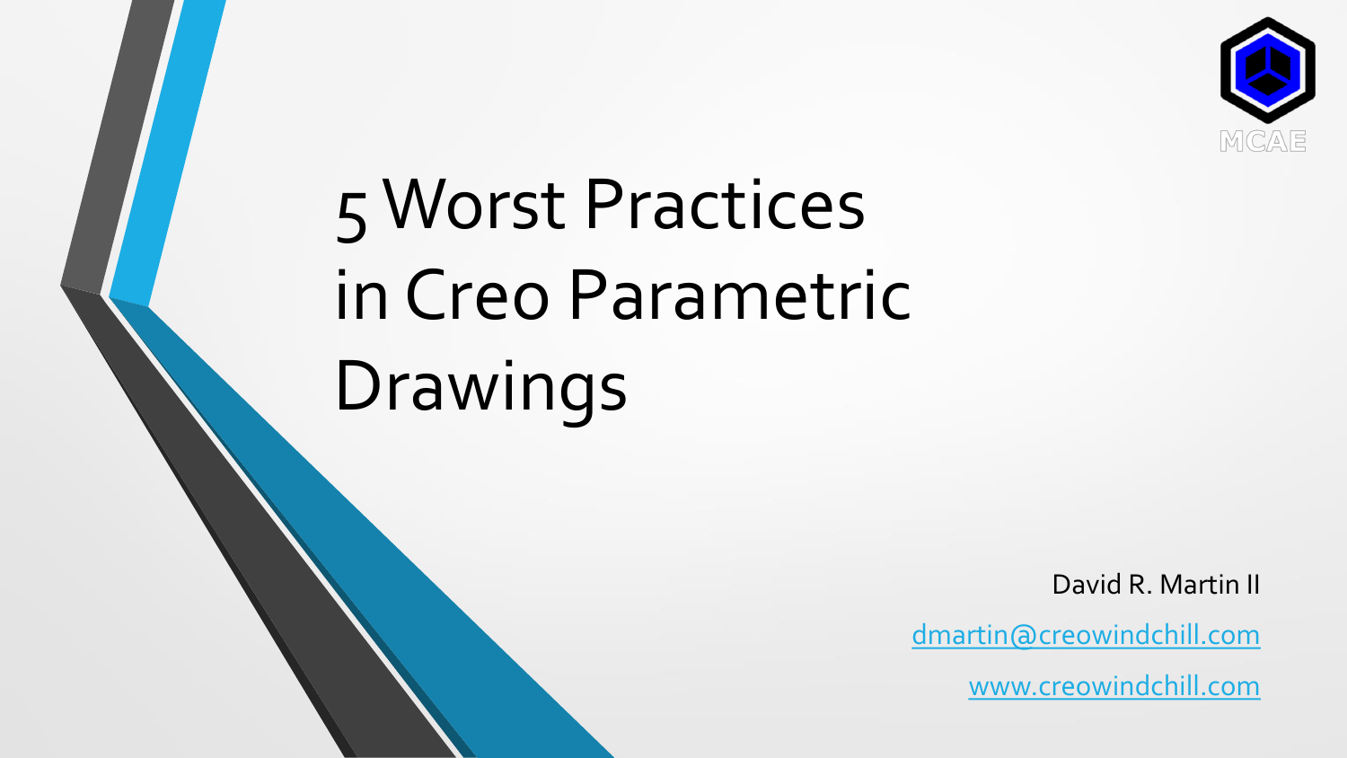MCAE

# 5 Worst Practices in Creo Parametric Drawings

David R. Martin II

dmartin@creowindchill.com

www.creowindchill.com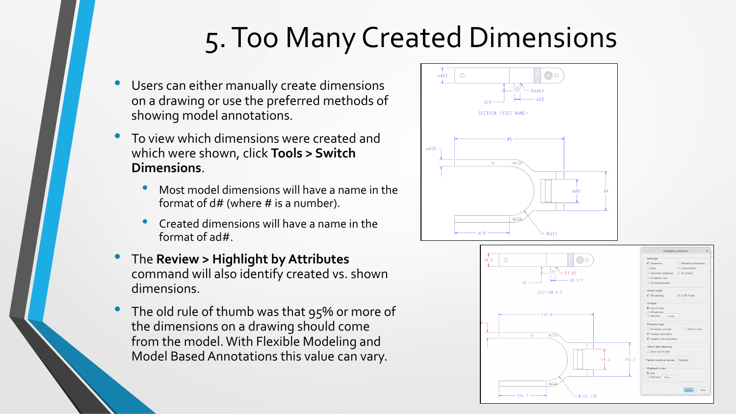# 5. Too Many Created Dimensions

- Users can either manually create dimensions on a drawing or use the preferred methods of showing model annotations.
- To view which dimensions were created and which were shown, click **Tools > Switch Dimensions**.
  - Most model dimensions will have a name in the format of d# (where # is a number).
  - Created dimensions will have a name in the format of ad#.
- The **Review > Highlight by Attributes** command will also identify created vs. shown dimensions.
- The old rule of thumb was that 95% or more of the dimensions on a drawing should come from the model. With Flexible Modeling and Model Based Annotations this value can vary.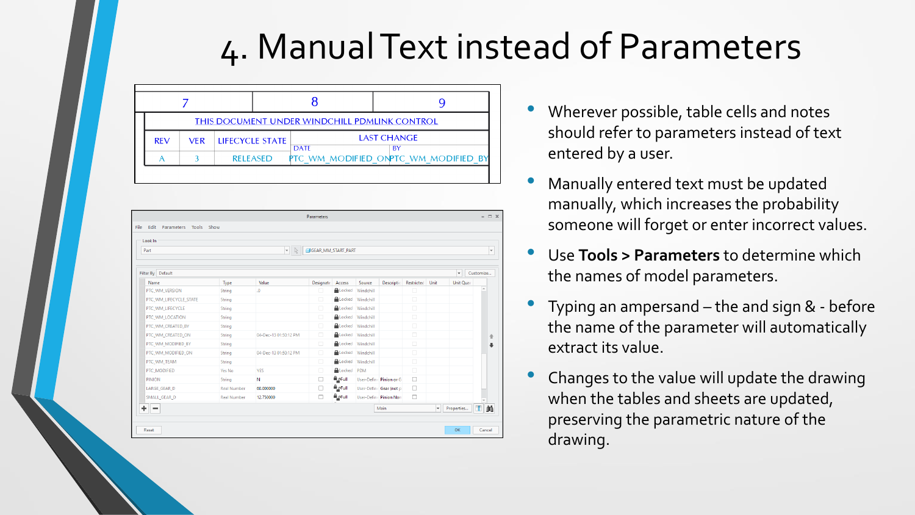# 4. Manual Text instead of Parameters

| 7 | 8 | 9 |
|---|---|---|

THIS DOCUMENT UNDER WINDCHILL PDMLINK CONTROL

| REV | VER | LIFECYCLE STATE | LAST CHANGE | |
|---|---|---|---|---|
| | | | DATE | BY |
| A | 3 | RELEASED | PTC_WM_MODIFIED_ON | PTC_WM_MODIFIED_BY |

**Parameters**

File Edit Parameters Tools Show

Look In: Part — GEAR_MM_START_PART

Filter By: Default — Customize...

| Name | Type | Value | Designate | Access | Source | Description | Restricted | Unit | Unit Quan |
|---|---|---|---|---|---|---|---|---|---|
| PTC_WM_VERSION | String | .0 | | Locked | Windchill | | | | |
| PTC_WM_LIFECYCLE_STATE | String | | | Locked | Windchill | | | | |
| PTC_WM_LIFECYCLE | String | | | Locked | Windchill | | | | |
| PTC_WM_LOCATION | String | | | Locked | Windchill | | | | |
| PTC_WM_CREATED_BY | String | | | Locked | Windchill | | | | |
| PTC_WM_CREATED_ON | String | 04-Dec-13 01:50:12 PM | | Locked | Windchill | | | | |
| PTC_WM_MODIFIED_BY | String | | | Locked | Windchill | | | | |
| PTC_WM_MODIFIED_ON | String | 04-Dec-13 01:50:12 PM | | Locked | Windchill | | | | |
| PTC_WM_TEAM | String | | | Locked | Windchill | | | | |
| PTC_MODIFIED | Yes No | YES | | Locked | PDM | | | | |
| PINION | String | N | | Full | User-Defin | Pinion or G | | | |
| LARGE_GEAR_D | Real Number | 60.000000 | | Full | User-Defin | Gear (not p | | | |
| SMALL_GEAR_D | Real Number | 12.750000 | | Full | User-Defin | Pinion Nor | | | |

Main — Properties...

Reset — OK — Cancel

- Wherever possible, table cells and notes should refer to parameters instead of text entered by a user.
- Manually entered text must be updated manually, which increases the probability someone will forget or enter incorrect values.
- Use **Tools > Parameters** to determine which the names of model parameters.
- Typing an ampersand – the and sign & - before the name of the parameter will automatically extract its value.
- Changes to the value will update the drawing when the tables and sheets are updated, preserving the parametric nature of the drawing.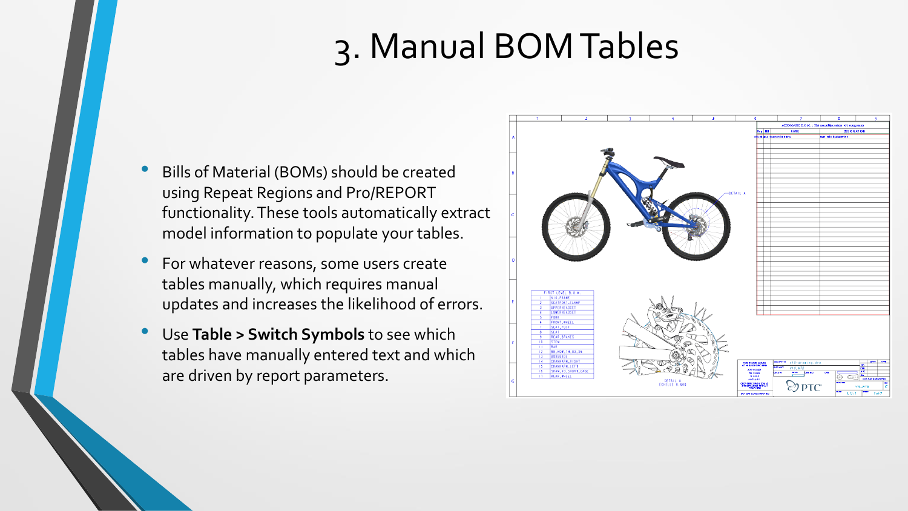# 3. Manual BOM Tables

- Bills of Material (BOMs) should be created using Repeat Regions and Pro/REPORT functionality. These tools automatically extract model information to populate your tables.
- For whatever reasons, some users create tables manually, which requires manual updates and increases the likelihood of errors.
- Use **Table > Switch Symbols** to see which tables have manually entered text and which are driven by report parameters.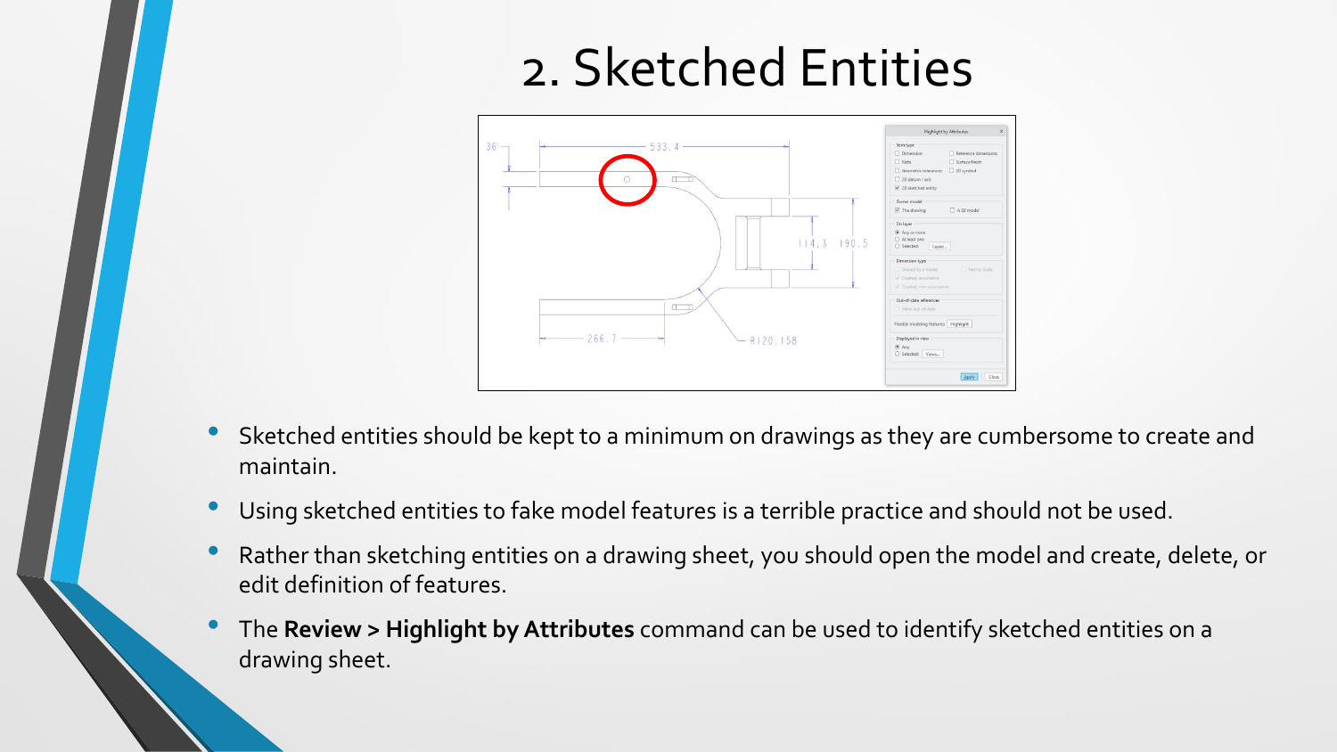# 2. Sketched Entities

- Sketched entities should be kept to a minimum on drawings as they are cumbersome to create and maintain.
- Using sketched entities to fake model features is a terrible practice and should not be used.
- Rather than sketching entities on a drawing sheet, you should open the model and create, delete, or edit definition of features.
- The **Review > Highlight by Attributes** command can be used to identify sketched entities on a drawing sheet.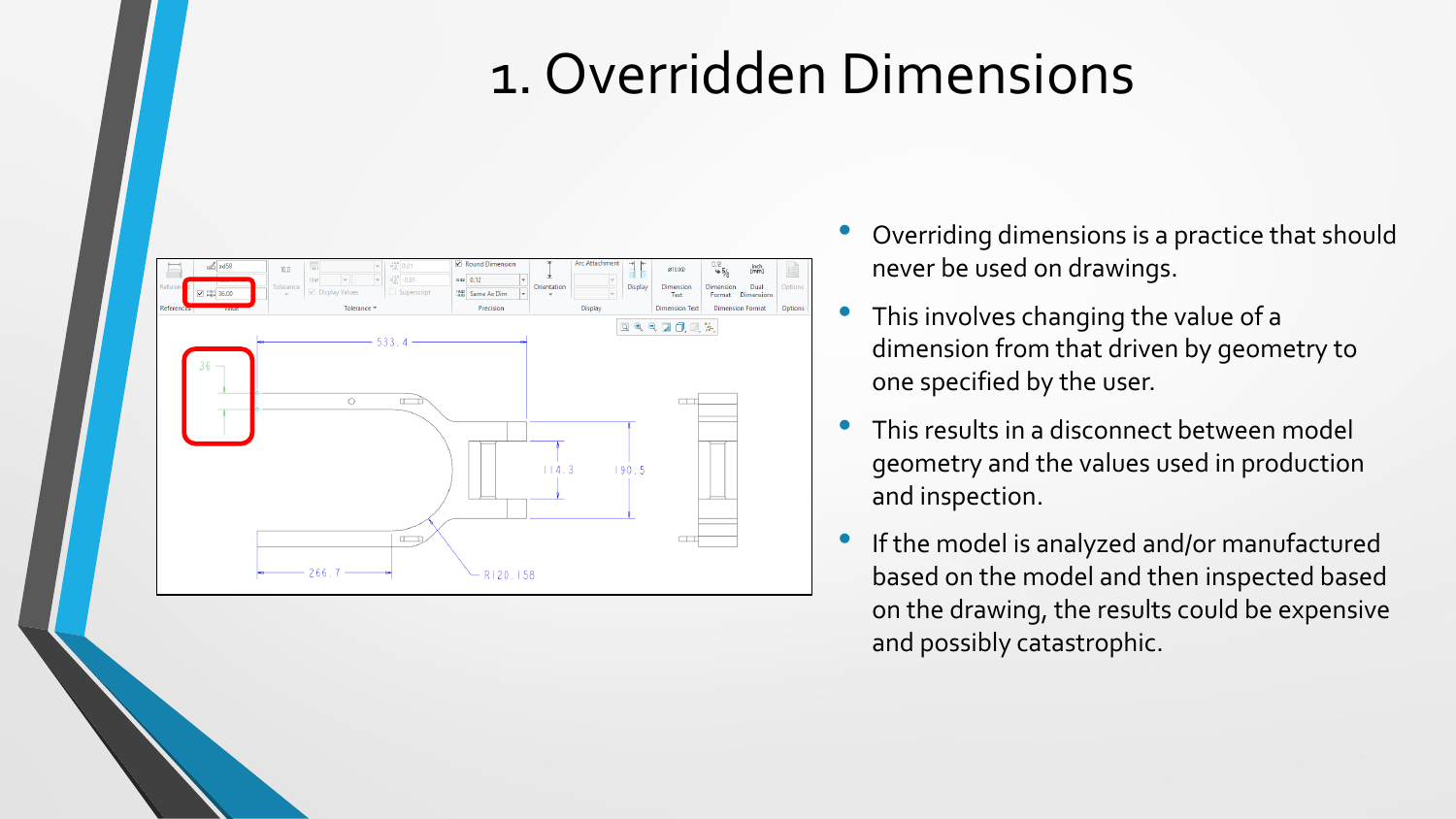# 1. Overridden Dimensions

- Overriding dimensions is a practice that should never be used on drawings.
- This involves changing the value of a dimension from that driven by geometry to one specified by the user.
- This results in a disconnect between model geometry and the values used in production and inspection.
- If the model is analyzed and/or manufactured based on the model and then inspected based on the drawing, the results could be expensive and possibly catastrophic.